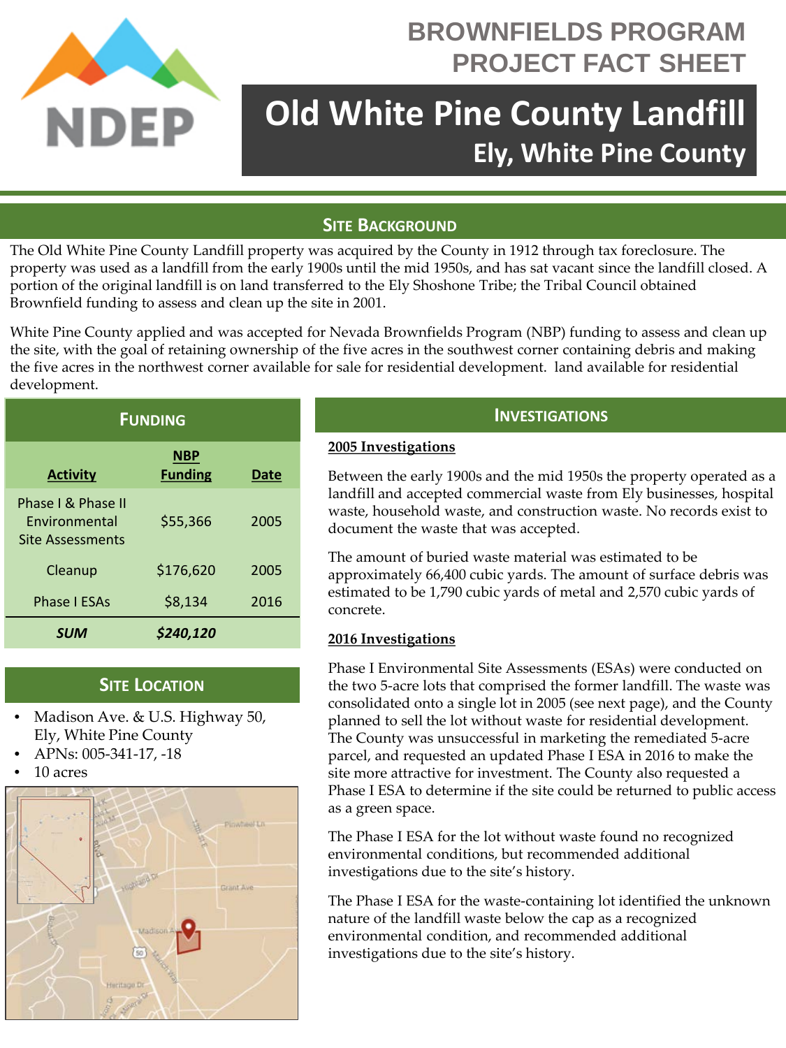# BROWNFIELDS PROGRAM PROJECT FACT SHEET

# Old White Pine County Landfill

## Ely, White Pine County

## SITE BACKGROUND

The Old White Pine County Landfill property was acquired by the County in 1912 through tax foreclosure. The property was used as a landfill from the early 1900s until the mid 1950s, and has sat vacant since the landfill closed. A portion of the original landfill is on land transferred to the Ely Shoshone Tribe; the Tribal Council obtained Brownfield funding to assess and clean up the site in 2001.

White Pine County applied and was accepted for Nevada Brownfields Program (NBP) funding to assess and clean up the site, with the goal of retaining ownership of the five acres in the southwest corner containing debris and making the five acres in the northwest corner available for sale for residential development.  land available for residential development.

## FUNDING

| Activity | NBP Funding | Date |
|---|---|---|
| Phase I & Phase II Environmental Site Assessments | $55,366 | 2005 |
| Cleanup | $176,620 | 2005 |
| Phase I ESAs | $8,134 | 2016 |
| ***SUM*** | ***$240,120*** | |

## SITE LOCATION

- Madison Ave. & U.S. Highway 50, Ely, White Pine County
- APNs: 005-341-17, -18
- 10 acres

## INVESTIGATIONS

**2005 Investigations**

Between the early 1900s and the mid 1950s the property operated as a landfill and accepted commercial waste from Ely businesses, hospital waste, household waste, and construction waste. No records exist to document the waste that was accepted.

The amount of buried waste material was estimated to be approximately 66,400 cubic yards. The amount of surface debris was estimated to be 1,790 cubic yards of metal and 2,570 cubic yards of concrete.

**2016 Investigations**

Phase I Environmental Site Assessments (ESAs) were conducted on the two 5-acre lots that comprised the former landfill. The waste was consolidated onto a single lot in 2005 (see next page), and the County planned to sell the lot without waste for residential development. The County was unsuccessful in marketing the remediated 5-acre parcel, and requested an updated Phase I ESA in 2016 to make the site more attractive for investment. The County also requested a Phase I ESA to determine if the site could be returned to public access as a green space.

The Phase I ESA for the lot without waste found no recognized environmental conditions, but recommended additional investigations due to the site's history.

The Phase I ESA for the waste-containing lot identified the unknown nature of the landfill waste below the cap as a recognized environmental condition, and recommended additional investigations due to the site's history.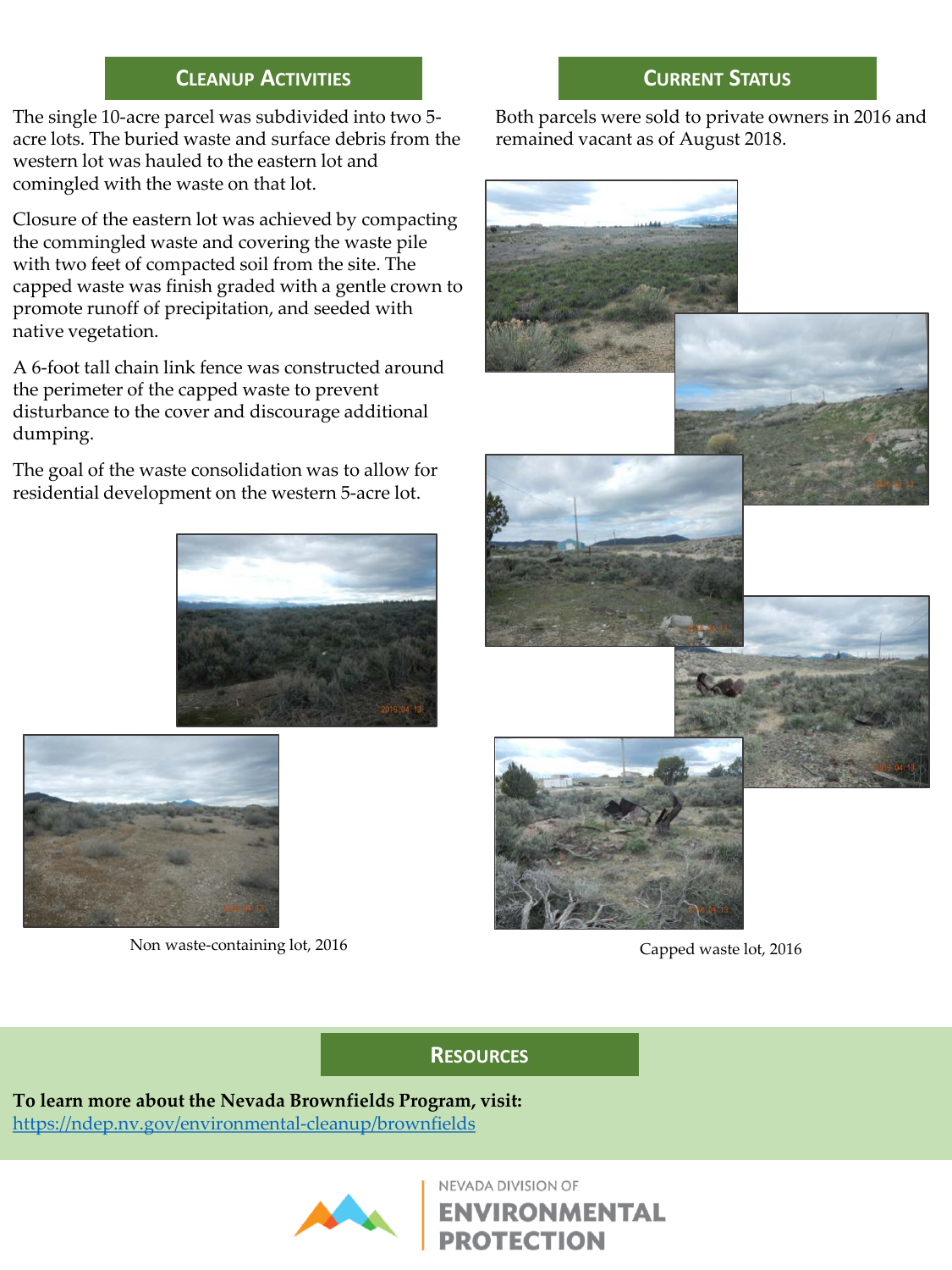## Cleanup Activities

The single 10-acre parcel was subdivided into two 5-acre lots. The buried waste and surface debris from the western lot was hauled to the eastern lot and comingled with the waste on that lot.

Closure of the eastern lot was achieved by compacting the commingled waste and covering the waste pile with two feet of compacted soil from the site. The capped waste was finish graded with a gentle crown to promote runoff of precipitation, and seeded with native vegetation.

A 6-foot tall chain link fence was constructed around the perimeter of the capped waste to prevent disturbance to the cover and discourage additional dumping.

The goal of the waste consolidation was to allow for residential development on the western 5-acre lot.

Non waste-containing lot, 2016

## Current Status

Both parcels were sold to private owners in 2016 and remained vacant as of August 2018.

Capped waste lot, 2016

## Resources

**To learn more about the Nevada Brownfields Program, visit:**
https://ndep.nv.gov/environmental-cleanup/brownfields

NEVADA DIVISION OF
ENVIRONMENTAL
PROTECTION